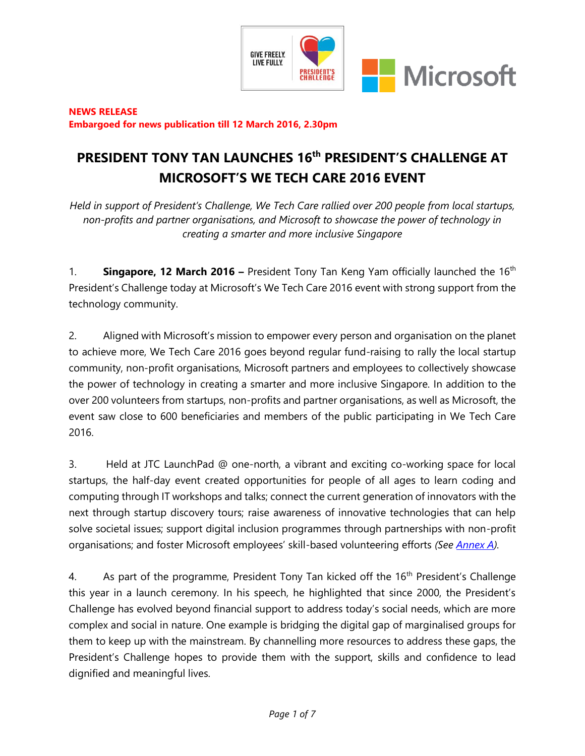**NEWS RELEASE**
**Embargoed for news publication till 12 March 2016, 2.30pm**

# PRESIDENT TONY TAN LAUNCHES 16th PRESIDENT'S CHALLENGE AT MICROSOFT'S WE TECH CARE 2016 EVENT

*Held in support of President's Challenge, We Tech Care rallied over 200 people from local startups, non-profits and partner organisations, and Microsoft to showcase the power of technology in creating a smarter and more inclusive Singapore*

1. **Singapore, 12 March 2016 –** President Tony Tan Keng Yam officially launched the 16th President's Challenge today at Microsoft's We Tech Care 2016 event with strong support from the technology community.

2. Aligned with Microsoft's mission to empower every person and organisation on the planet to achieve more, We Tech Care 2016 goes beyond regular fund-raising to rally the local startup community, non-profit organisations, Microsoft partners and employees to collectively showcase the power of technology in creating a smarter and more inclusive Singapore. In addition to the over 200 volunteers from startups, non-profits and partner organisations, as well as Microsoft, the event saw close to 600 beneficiaries and members of the public participating in We Tech Care 2016.

3. Held at JTC LaunchPad @ one-north, a vibrant and exciting co-working space for local startups, the half-day event created opportunities for people of all ages to learn coding and computing through IT workshops and talks; connect the current generation of innovators with the next through startup discovery tours; raise awareness of innovative technologies that can help solve societal issues; support digital inclusion programmes through partnerships with non-profit organisations; and foster Microsoft employees' skill-based volunteering efforts *(See Annex A)*.

4. As part of the programme, President Tony Tan kicked off the 16th President's Challenge this year in a launch ceremony. In his speech, he highlighted that since 2000, the President's Challenge has evolved beyond financial support to address today's social needs, which are more complex and social in nature. One example is bridging the digital gap of marginalised groups for them to keep up with the mainstream. By channelling more resources to address these gaps, the President's Challenge hopes to provide them with the support, skills and confidence to lead dignified and meaningful lives.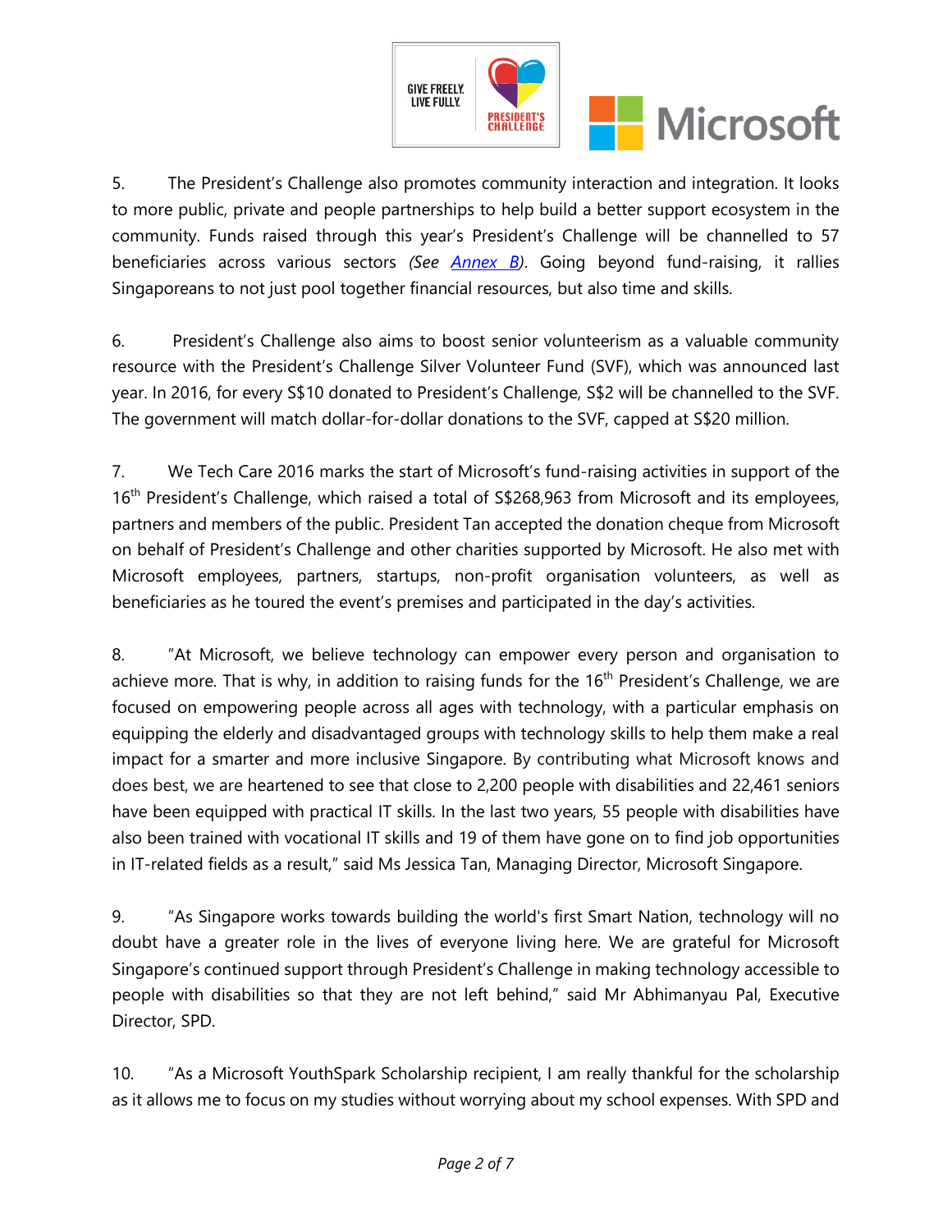5. The President's Challenge also promotes community interaction and integration. It looks to more public, private and people partnerships to help build a better support ecosystem in the community. Funds raised through this year's President's Challenge will be channelled to 57 beneficiaries across various sectors *(See Annex B)*. Going beyond fund-raising, it rallies Singaporeans to not just pool together financial resources, but also time and skills.

6. President's Challenge also aims to boost senior volunteerism as a valuable community resource with the President's Challenge Silver Volunteer Fund (SVF), which was announced last year. In 2016, for every S$10 donated to President's Challenge, S$2 will be channelled to the SVF. The government will match dollar-for-dollar donations to the SVF, capped at S$20 million.

7. We Tech Care 2016 marks the start of Microsoft's fund-raising activities in support of the 16th President's Challenge, which raised a total of S$268,963 from Microsoft and its employees, partners and members of the public. President Tan accepted the donation cheque from Microsoft on behalf of President's Challenge and other charities supported by Microsoft. He also met with Microsoft employees, partners, startups, non-profit organisation volunteers, as well as beneficiaries as he toured the event's premises and participated in the day's activities.

8. "At Microsoft, we believe technology can empower every person and organisation to achieve more. That is why, in addition to raising funds for the 16th President's Challenge, we are focused on empowering people across all ages with technology, with a particular emphasis on equipping the elderly and disadvantaged groups with technology skills to help them make a real impact for a smarter and more inclusive Singapore. By contributing what Microsoft knows and does best, we are heartened to see that close to 2,200 people with disabilities and 22,461 seniors have been equipped with practical IT skills. In the last two years, 55 people with disabilities have also been trained with vocational IT skills and 19 of them have gone on to find job opportunities in IT-related fields as a result," said Ms Jessica Tan, Managing Director, Microsoft Singapore.

9. "As Singapore works towards building the world's first Smart Nation, technology will no doubt have a greater role in the lives of everyone living here. We are grateful for Microsoft Singapore's continued support through President's Challenge in making technology accessible to people with disabilities so that they are not left behind," said Mr Abhimanyau Pal, Executive Director, SPD.

10. "As a Microsoft YouthSpark Scholarship recipient, I am really thankful for the scholarship as it allows me to focus on my studies without worrying about my school expenses. With SPD and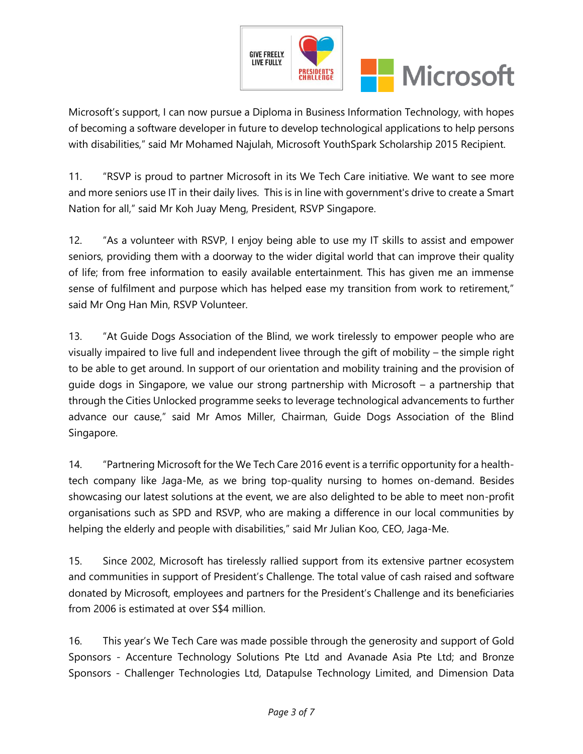Microsoft's support, I can now pursue a Diploma in Business Information Technology, with hopes of becoming a software developer in future to develop technological applications to help persons with disabilities," said Mr Mohamed Najulah, Microsoft YouthSpark Scholarship 2015 Recipient.

11. "RSVP is proud to partner Microsoft in its We Tech Care initiative. We want to see more and more seniors use IT in their daily lives. This is in line with government's drive to create a Smart Nation for all," said Mr Koh Juay Meng, President, RSVP Singapore.

12. "As a volunteer with RSVP, I enjoy being able to use my IT skills to assist and empower seniors, providing them with a doorway to the wider digital world that can improve their quality of life; from free information to easily available entertainment. This has given me an immense sense of fulfilment and purpose which has helped ease my transition from work to retirement," said Mr Ong Han Min, RSVP Volunteer.

13. "At Guide Dogs Association of the Blind, we work tirelessly to empower people who are visually impaired to live full and independent livee through the gift of mobility – the simple right to be able to get around. In support of our orientation and mobility training and the provision of guide dogs in Singapore, we value our strong partnership with Microsoft – a partnership that through the Cities Unlocked programme seeks to leverage technological advancements to further advance our cause," said Mr Amos Miller, Chairman, Guide Dogs Association of the Blind Singapore.

14. "Partnering Microsoft for the We Tech Care 2016 event is a terrific opportunity for a health-tech company like Jaga-Me, as we bring top-quality nursing to homes on-demand. Besides showcasing our latest solutions at the event, we are also delighted to be able to meet non-profit organisations such as SPD and RSVP, who are making a difference in our local communities by helping the elderly and people with disabilities," said Mr Julian Koo, CEO, Jaga-Me.

15. Since 2002, Microsoft has tirelessly rallied support from its extensive partner ecosystem and communities in support of President's Challenge. The total value of cash raised and software donated by Microsoft, employees and partners for the President's Challenge and its beneficiaries from 2006 is estimated at over S$4 million.

16. This year's We Tech Care was made possible through the generosity and support of Gold Sponsors - Accenture Technology Solutions Pte Ltd and Avanade Asia Pte Ltd; and Bronze Sponsors - Challenger Technologies Ltd, Datapulse Technology Limited, and Dimension Data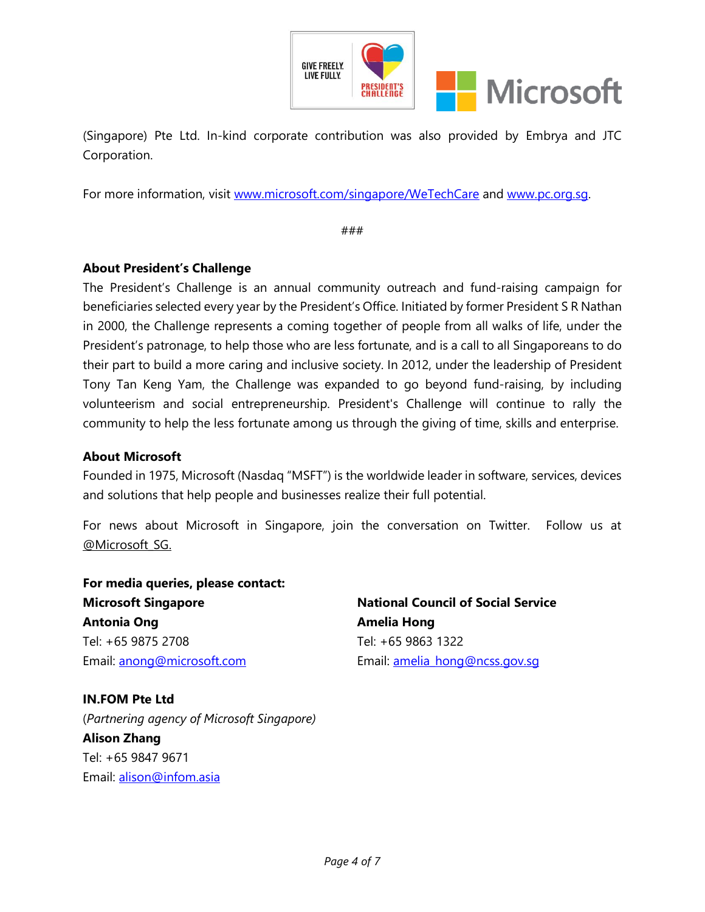(Singapore) Pte Ltd. In-kind corporate contribution was also provided by Embrya and JTC Corporation.

For more information, visit www.microsoft.com/singapore/WeTechCare and www.pc.org.sg.

###

**About President's Challenge**

The President's Challenge is an annual community outreach and fund-raising campaign for beneficiaries selected every year by the President's Office. Initiated by former President S R Nathan in 2000, the Challenge represents a coming together of people from all walks of life, under the President's patronage, to help those who are less fortunate, and is a call to all Singaporeans to do their part to build a more caring and inclusive society. In 2012, under the leadership of President Tony Tan Keng Yam, the Challenge was expanded to go beyond fund-raising, by including volunteerism and social entrepreneurship. President's Challenge will continue to rally the community to help the less fortunate among us through the giving of time, skills and enterprise.

**About Microsoft**

Founded in 1975, Microsoft (Nasdaq "MSFT") is the worldwide leader in software, services, devices and solutions that help people and businesses realize their full potential.

For news about Microsoft in Singapore, join the conversation on Twitter. Follow us at @Microsoft_SG.

**For media queries, please contact:**

**Microsoft Singapore**
**Antonia Ong**
Tel: +65 9875 2708
Email: anong@microsoft.com

**National Council of Social Service**
**Amelia Hong**
Tel: +65 9863 1322
Email: amelia_hong@ncss.gov.sg

**IN.FOM Pte Ltd**
(*Partnering agency of Microsoft Singapore)*
**Alison Zhang**
Tel: +65 9847 9671
Email: alison@infom.asia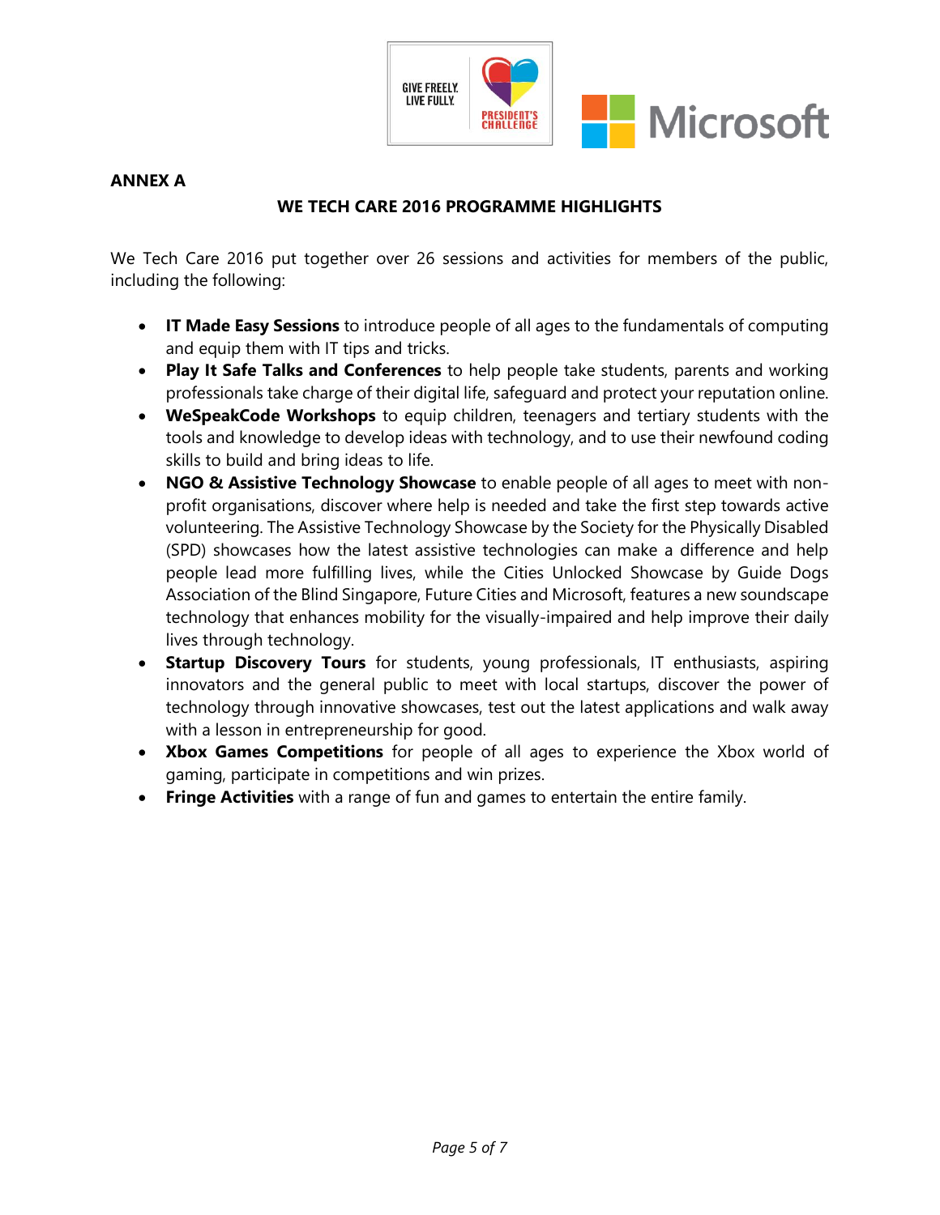**ANNEX A**

## WE TECH CARE 2016 PROGRAMME HIGHLIGHTS

We Tech Care 2016 put together over 26 sessions and activities for members of the public, including the following:

- **IT Made Easy Sessions** to introduce people of all ages to the fundamentals of computing and equip them with IT tips and tricks.
- **Play It Safe Talks and Conferences** to help people take students, parents and working professionals take charge of their digital life, safeguard and protect your reputation online.
- **WeSpeakCode Workshops** to equip children, teenagers and tertiary students with the tools and knowledge to develop ideas with technology, and to use their newfound coding skills to build and bring ideas to life.
- **NGO & Assistive Technology Showcase** to enable people of all ages to meet with non-profit organisations, discover where help is needed and take the first step towards active volunteering. The Assistive Technology Showcase by the Society for the Physically Disabled (SPD) showcases how the latest assistive technologies can make a difference and help people lead more fulfilling lives, while the Cities Unlocked Showcase by Guide Dogs Association of the Blind Singapore, Future Cities and Microsoft, features a new soundscape technology that enhances mobility for the visually-impaired and help improve their daily lives through technology.
- **Startup Discovery Tours** for students, young professionals, IT enthusiasts, aspiring innovators and the general public to meet with local startups, discover the power of technology through innovative showcases, test out the latest applications and walk away with a lesson in entrepreneurship for good.
- **Xbox Games Competitions** for people of all ages to experience the Xbox world of gaming, participate in competitions and win prizes.
- **Fringe Activities** with a range of fun and games to entertain the entire family.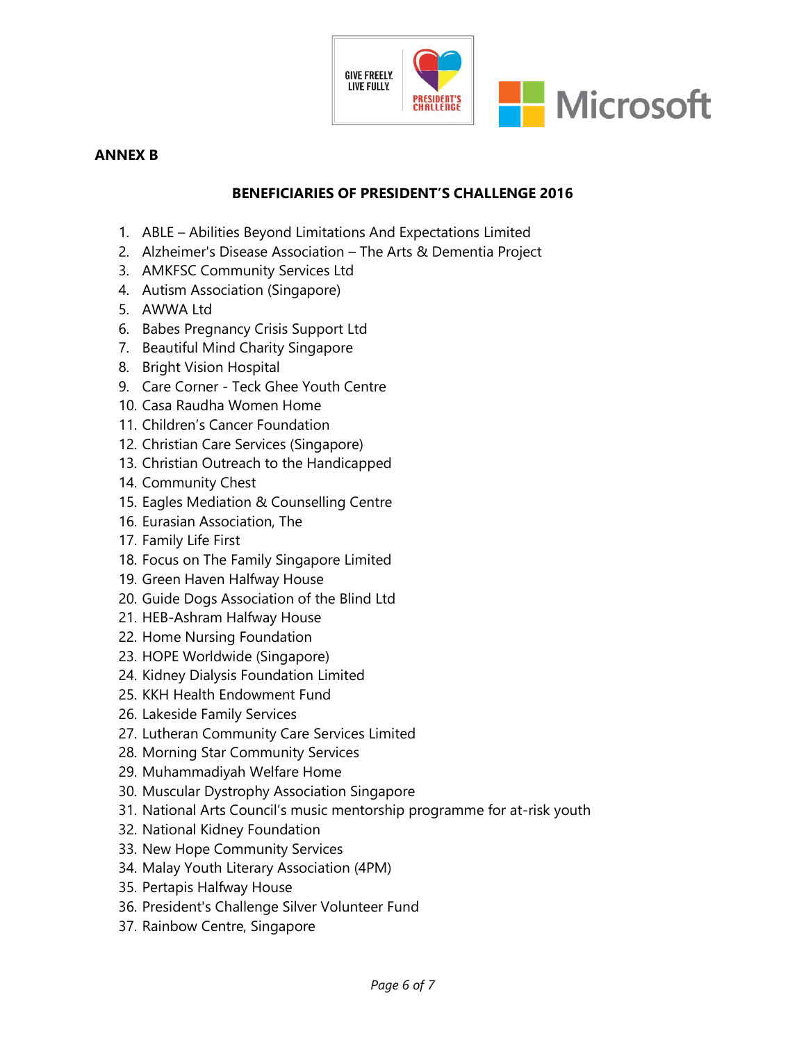**ANNEX B**

**BENEFICIARIES OF PRESIDENT'S CHALLENGE 2016**

1. ABLE – Abilities Beyond Limitations And Expectations Limited
2. Alzheimer's Disease Association – The Arts & Dementia Project
3. AMKFSC Community Services Ltd
4. Autism Association (Singapore)
5. AWWA Ltd
6. Babes Pregnancy Crisis Support Ltd
7. Beautiful Mind Charity Singapore
8. Bright Vision Hospital
9. Care Corner - Teck Ghee Youth Centre
10. Casa Raudha Women Home
11. Children's Cancer Foundation
12. Christian Care Services (Singapore)
13. Christian Outreach to the Handicapped
14. Community Chest
15. Eagles Mediation & Counselling Centre
16. Eurasian Association, The
17. Family Life First
18. Focus on The Family Singapore Limited
19. Green Haven Halfway House
20. Guide Dogs Association of the Blind Ltd
21. HEB-Ashram Halfway House
22. Home Nursing Foundation
23. HOPE Worldwide (Singapore)
24. Kidney Dialysis Foundation Limited
25. KKH Health Endowment Fund
26. Lakeside Family Services
27. Lutheran Community Care Services Limited
28. Morning Star Community Services
29. Muhammadiyah Welfare Home
30. Muscular Dystrophy Association Singapore
31. National Arts Council's music mentorship programme for at-risk youth
32. National Kidney Foundation
33. New Hope Community Services
34. Malay Youth Literary Association (4PM)
35. Pertapis Halfway House
36. President's Challenge Silver Volunteer Fund
37. Rainbow Centre, Singapore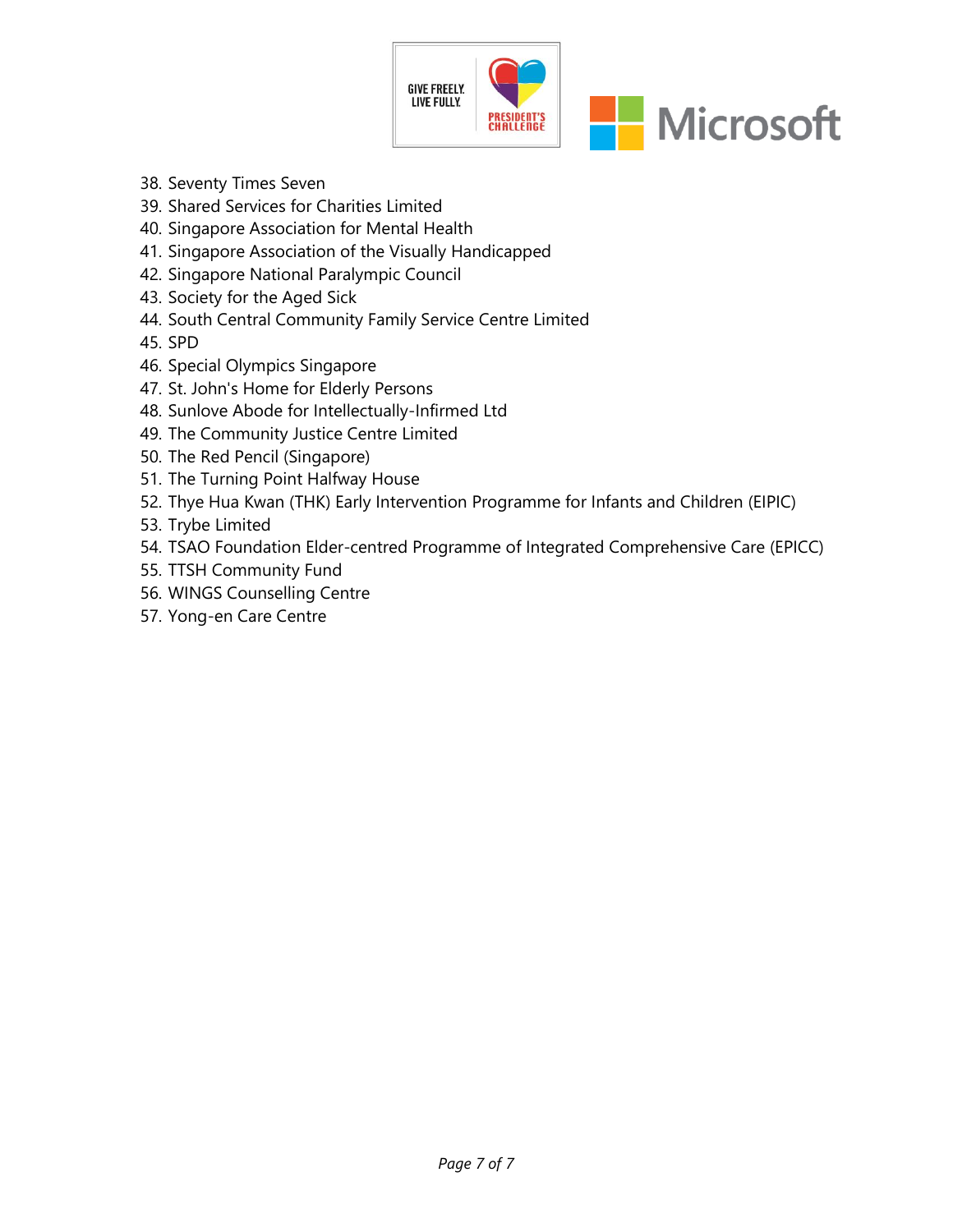38. Seventy Times Seven
39. Shared Services for Charities Limited
40. Singapore Association for Mental Health
41. Singapore Association of the Visually Handicapped
42. Singapore National Paralympic Council
43. Society for the Aged Sick
44. South Central Community Family Service Centre Limited
45. SPD
46. Special Olympics Singapore
47. St. John's Home for Elderly Persons
48. Sunlove Abode for Intellectually-Infirmed Ltd
49. The Community Justice Centre Limited
50. The Red Pencil (Singapore)
51. The Turning Point Halfway House
52. Thye Hua Kwan (THK) Early Intervention Programme for Infants and Children (EIPIC)
53. Trybe Limited
54. TSAO Foundation Elder-centred Programme of Integrated Comprehensive Care (EPICC)
55. TTSH Community Fund
56. WINGS Counselling Centre
57. Yong-en Care Centre